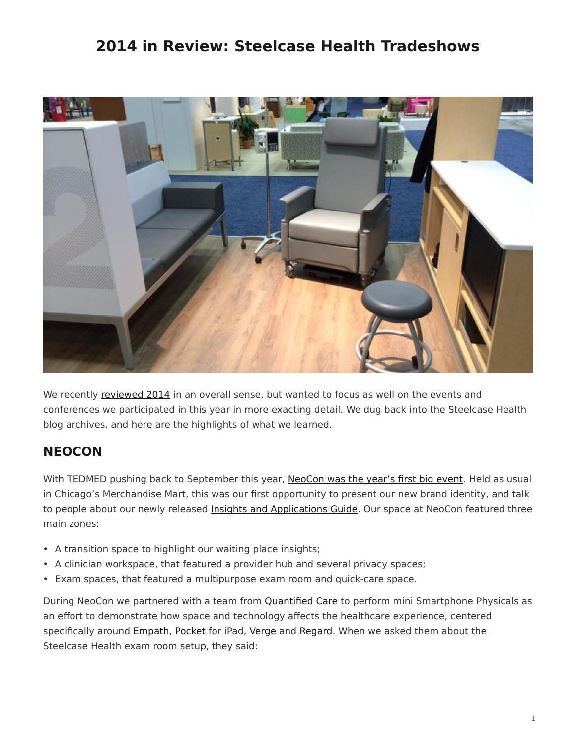# 2014 in Review: Steelcase Health Tradeshows

We recently reviewed 2014 in an overall sense, but wanted to focus as well on the events and conferences we participated in this year in more exacting detail. We dug back into the Steelcase Health blog archives, and here are the highlights of what we learned.

## NEOCON

With TEDMED pushing back to September this year, NeoCon was the year's first big event. Held as usual in Chicago's Merchandise Mart, this was our first opportunity to present our new brand identity, and talk to people about our newly released Insights and Applications Guide. Our space at NeoCon featured three main zones:

- A transition space to highlight our waiting place insights;
- A clinician workspace, that featured a provider hub and several privacy spaces;
- Exam spaces, that featured a multipurpose exam room and quick-care space.

During NeoCon we partnered with a team from Quantified Care to perform mini Smartphone Physicals as an effort to demonstrate how space and technology affects the healthcare experience, centered specifically around Empath, Pocket for iPad, Verge and Regard. When we asked them about the Steelcase Health exam room setup, they said: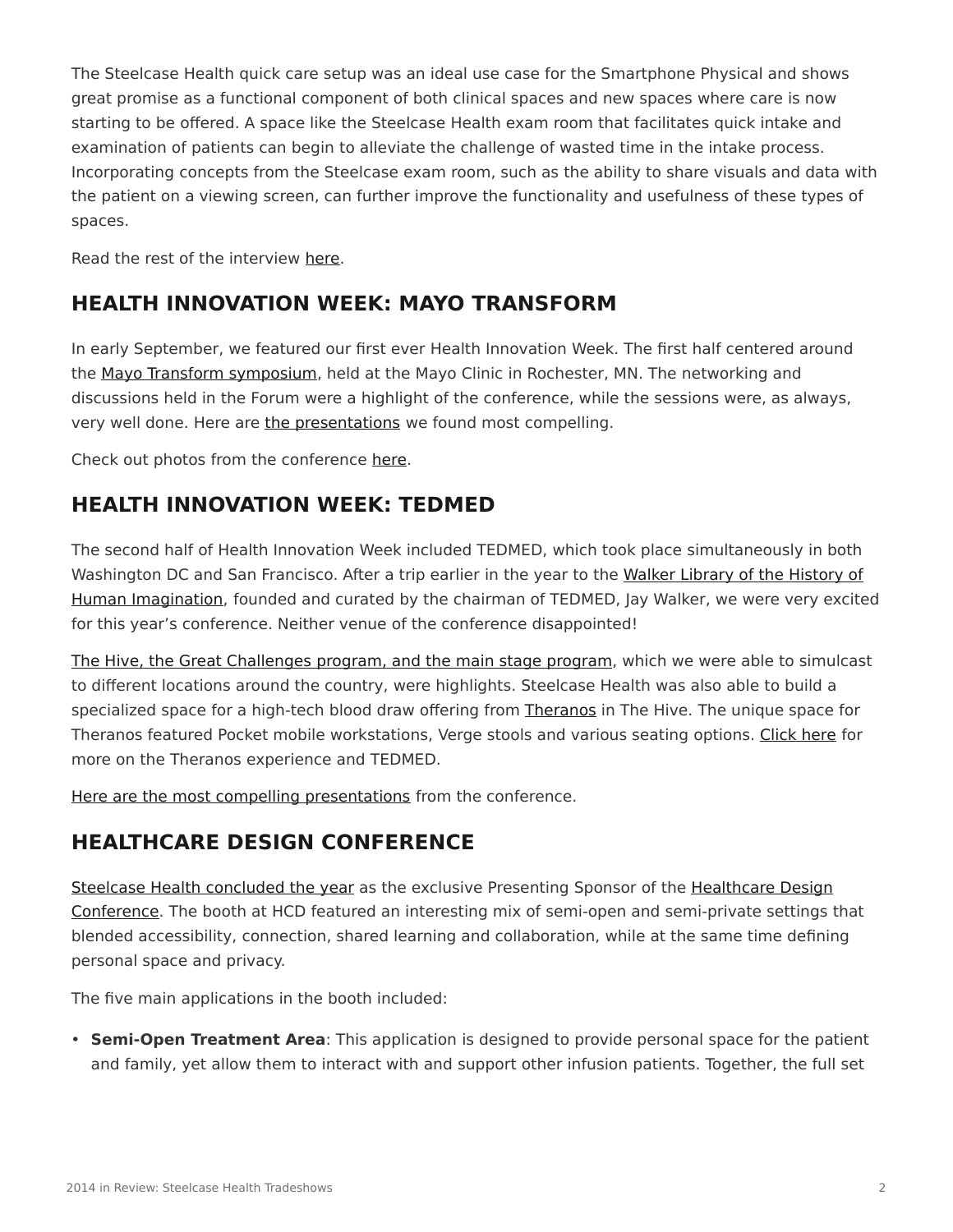The Steelcase Health quick care setup was an ideal use case for the Smartphone Physical and shows great promise as a functional component of both clinical spaces and new spaces where care is now starting to be offered. A space like the Steelcase Health exam room that facilitates quick intake and examination of patients can begin to alleviate the challenge of wasted time in the intake process. Incorporating concepts from the Steelcase exam room, such as the ability to share visuals and data with the patient on a viewing screen, can further improve the functionality and usefulness of these types of spaces.

Read the rest of the interview here.

## HEALTH INNOVATION WEEK: MAYO TRANSFORM

In early September, we featured our first ever Health Innovation Week. The first half centered around the Mayo Transform symposium, held at the Mayo Clinic in Rochester, MN. The networking and discussions held in the Forum were a highlight of the conference, while the sessions were, as always, very well done. Here are the presentations we found most compelling.

Check out photos from the conference here.

## HEALTH INNOVATION WEEK: TEDMED

The second half of Health Innovation Week included TEDMED, which took place simultaneously in both Washington DC and San Francisco. After a trip earlier in the year to the Walker Library of the History of Human Imagination, founded and curated by the chairman of TEDMED, Jay Walker, we were very excited for this year's conference. Neither venue of the conference disappointed!

The Hive, the Great Challenges program, and the main stage program, which we were able to simulcast to different locations around the country, were highlights. Steelcase Health was also able to build a specialized space for a high-tech blood draw offering from Theranos in The Hive. The unique space for Theranos featured Pocket mobile workstations, Verge stools and various seating options. Click here for more on the Theranos experience and TEDMED.

Here are the most compelling presentations from the conference.

## HEALTHCARE DESIGN CONFERENCE

Steelcase Health concluded the year as the exclusive Presenting Sponsor of the Healthcare Design Conference. The booth at HCD featured an interesting mix of semi-open and semi-private settings that blended accessibility, connection, shared learning and collaboration, while at the same time defining personal space and privacy.

The five main applications in the booth included:

- **Semi-Open Treatment Area**: This application is designed to provide personal space for the patient and family, yet allow them to interact with and support other infusion patients. Together, the full set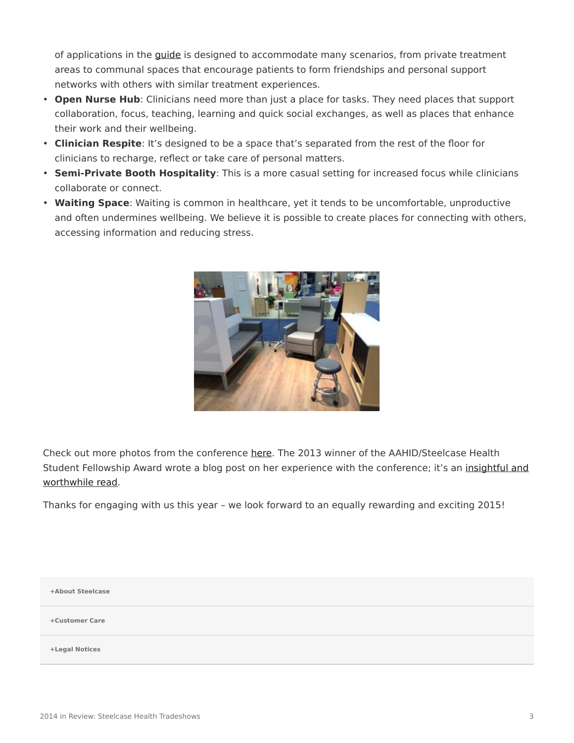of applications in the guide is designed to accommodate many scenarios, from private treatment areas to communal spaces that encourage patients to form friendships and personal support networks with others with similar treatment experiences.

- **Open Nurse Hub**: Clinicians need more than just a place for tasks. They need places that support collaboration, focus, teaching, learning and quick social exchanges, as well as places that enhance their work and their wellbeing.
- **Clinician Respite**: It's designed to be a space that's separated from the rest of the floor for clinicians to recharge, reflect or take care of personal matters.
- **Semi-Private Booth Hospitality**: This is a more casual setting for increased focus while clinicians collaborate or connect.
- **Waiting Space**: Waiting is common in healthcare, yet it tends to be uncomfortable, unproductive and often undermines wellbeing. We believe it is possible to create places for connecting with others, accessing information and reducing stress.

Check out more photos from the conference here. The 2013 winner of the AAHID/Steelcase Health Student Fellowship Award wrote a blog post on her experience with the conference; it's an insightful and worthwhile read.

Thanks for engaging with us this year – we look forward to an equally rewarding and exciting 2015!

+About Steelcase

+Customer Care

+Legal Notices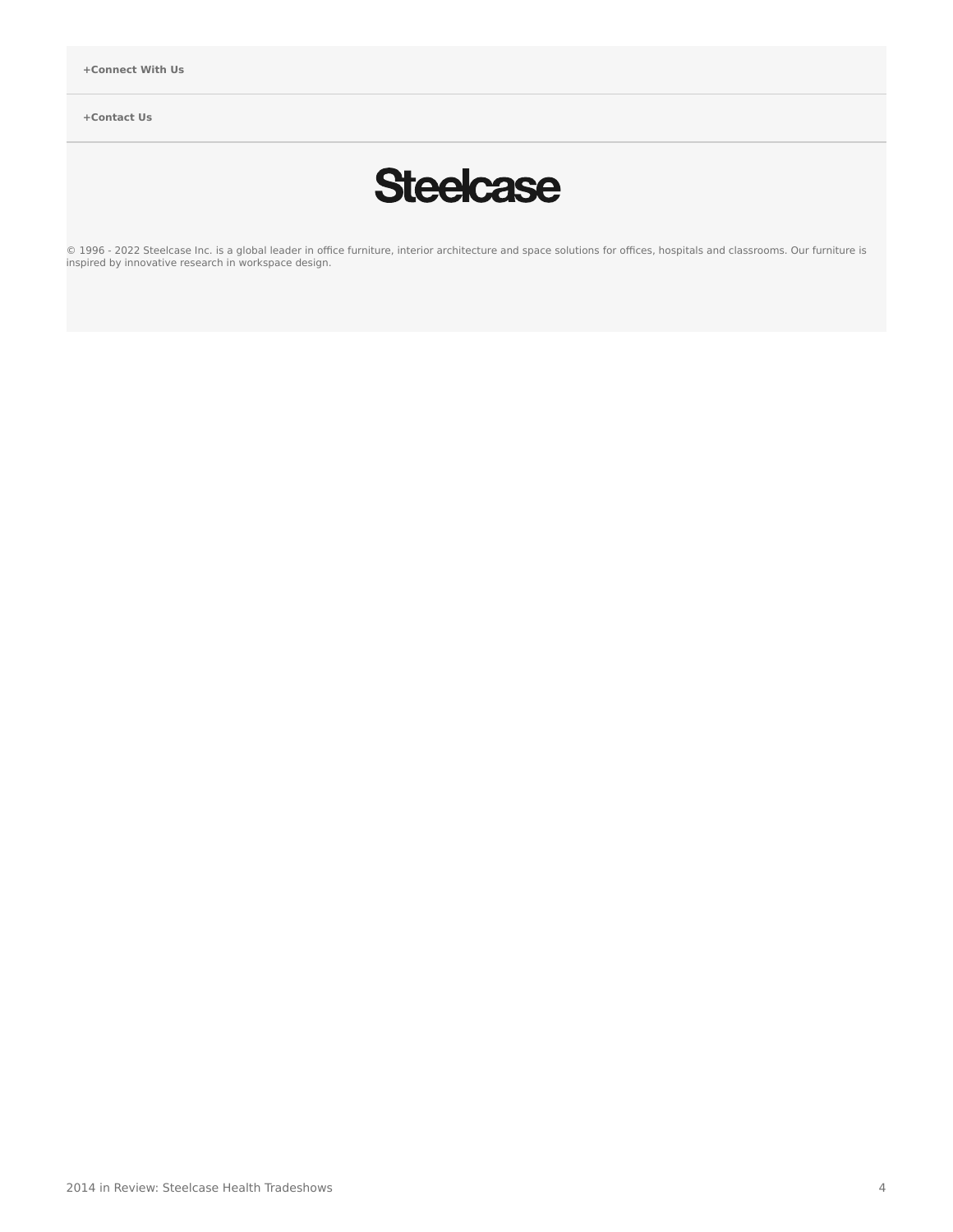**+Connect With Us**

**+Contact Us**

Steelcase

© 1996 - 2022 Steelcase Inc. is a global leader in office furniture, interior architecture and space solutions for offices, hospitals and classrooms. Our furniture is inspired by innovative research in workspace design.